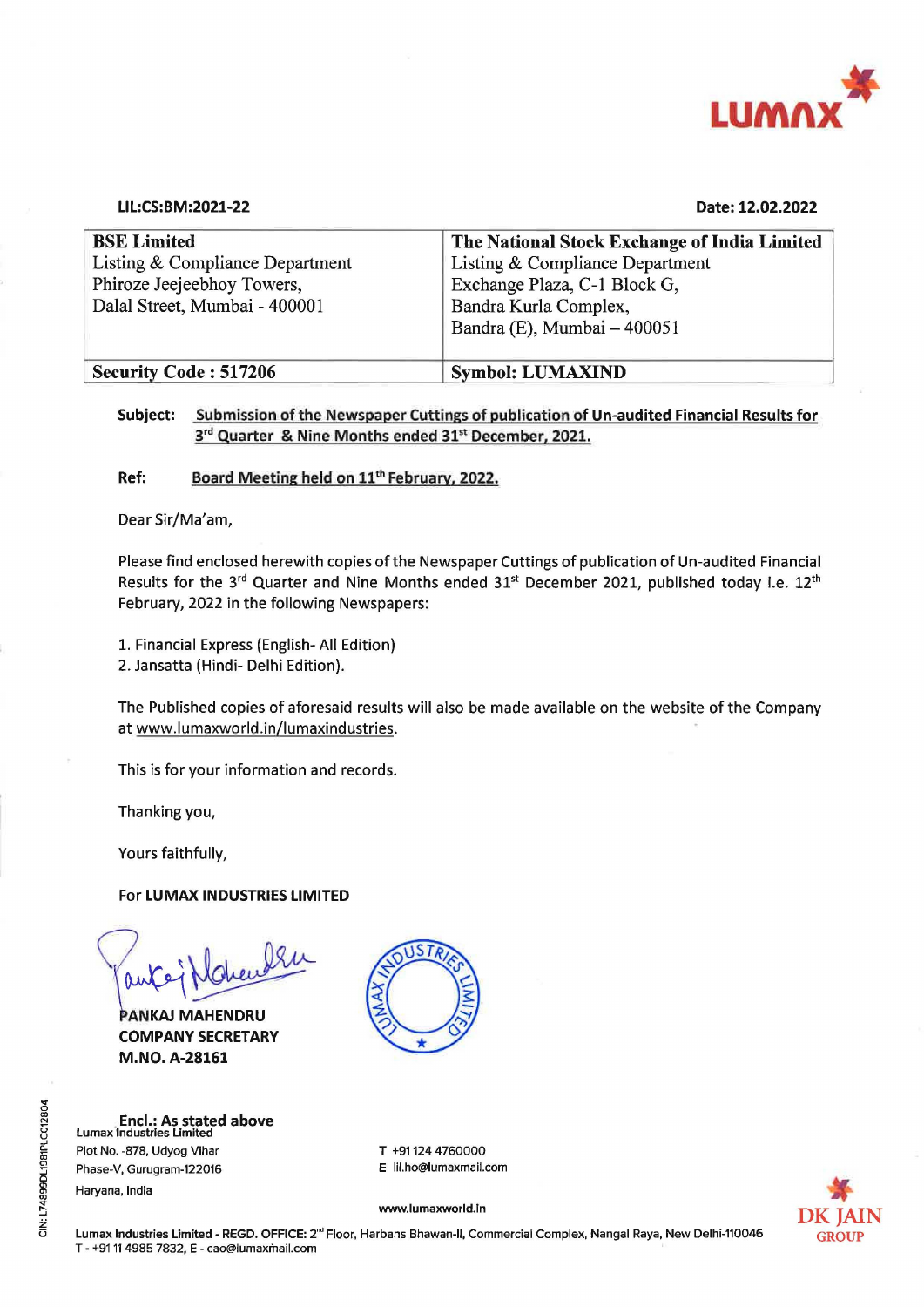LUMAX

**LIL:CS:BM:2021-22**

**Date: 12.02.2022**

| **BSE Limited**<br>Listing & Compliance Department<br>Phiroze Jeejeebhoy Towers,<br>Dalal Street, Mumbai - 400001 | **The National Stock Exchange of India Limited**<br>Listing & Compliance Department<br>Exchange Plaza, C-1 Block G,<br>Bandra Kurla Complex,<br>Bandra (E), Mumbai – 400051 |
|---|---|
| **Security Code : 517206** | **Symbol: LUMAXIND** |

**Subject:** **Submission of the Newspaper Cuttings of publication of Un-audited Financial Results for 3rd Quarter & Nine Months ended 31st December, 2021.**

**Ref:** **Board Meeting held on 11th February, 2022.**

Dear Sir/Ma'am,

Please find enclosed herewith copies of the Newspaper Cuttings of publication of Un-audited Financial Results for the 3rd Quarter and Nine Months ended 31st December 2021, published today i.e. 12th February, 2022 in the following Newspapers:

1. Financial Express (English- All Edition)
2. Jansatta (Hindi- Delhi Edition).

The Published copies of aforesaid results will also be made available on the website of the Company at www.lumaxworld.in/lumaxindustries.

This is for your information and records.

Thanking you,

Yours faithfully,

For **LUMAX INDUSTRIES LIMITED**

**PANKAJ MAHENDRU**
**COMPANY SECRETARY**
**M.NO. A-28161**

**Encl.: As stated above**

**Lumax Industries Limited**
Plot No. -878, Udyog Vihar
Phase-V, Gurugram-122016
Haryana, India

T +91 124 4760000
E lil.ho@lumaxmail.com

www.lumaxworld.in

Lumax Industries Limited - REGD. OFFICE: 2nd Floor, Harbans Bhawan-II, Commercial Complex, Nangal Raya, New Delhi-110046
T - +91 11 4985 7832, E - cao@lumaxmail.com

CIN: L74899DL1981PLC012804

DK JAIN GROUP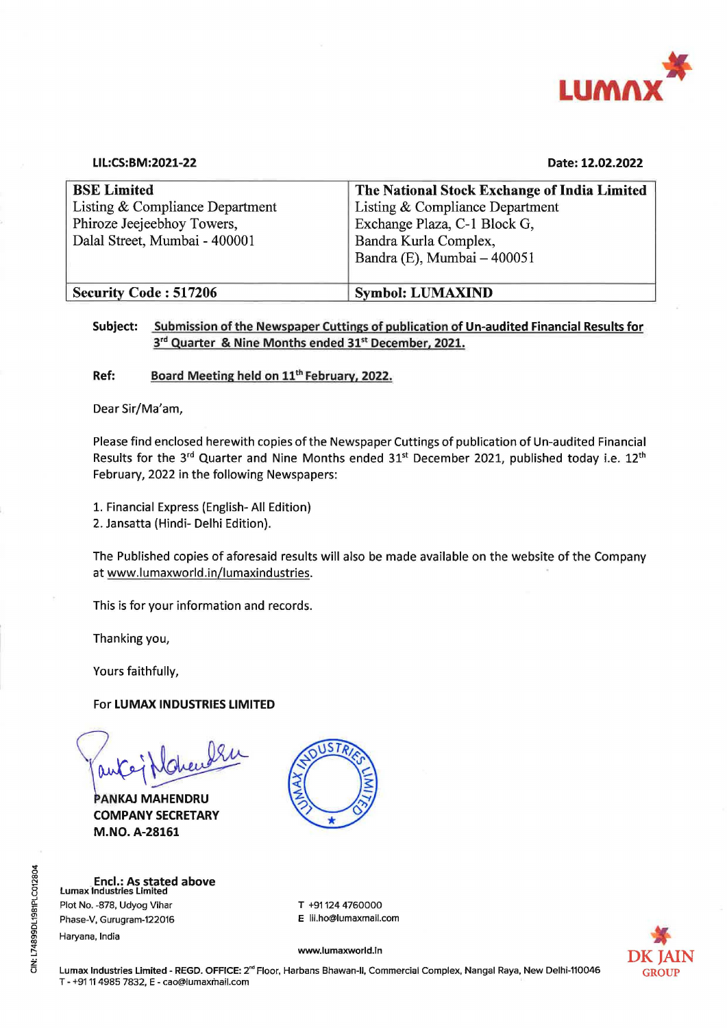LUMAX

**LIL:CS:BM:2021-22** | **Date: 12.02.2022**

| **BSE Limited**<br>Listing & Compliance Department<br>Phiroze Jeejeebhoy Towers,<br>Dalal Street, Mumbai - 400001 | **The National Stock Exchange of India Limited**<br>Listing & Compliance Department<br>Exchange Plaza, C-1 Block G,<br>Bandra Kurla Complex,<br>Bandra (E), Mumbai – 400051 |
|---|---|
| **Security Code : 517206** | **Symbol: LUMAXIND** |

**Subject:** **Submission of the Newspaper Cuttings of publication of Un-audited Financial Results for 3rd Quarter & Nine Months ended 31st December, 2021.**

**Ref:** **Board Meeting held on 11th February, 2022.**

Dear Sir/Ma'am,

Please find enclosed herewith copies of the Newspaper Cuttings of publication of Un-audited Financial Results for the 3rd Quarter and Nine Months ended 31st December 2021, published today i.e. 12th February, 2022 in the following Newspapers:

1. Financial Express (English- All Edition)
2. Jansatta (Hindi- Delhi Edition).

The Published copies of aforesaid results will also be made available on the website of the Company at www.lumaxworld.in/lumaxindustries.

This is for your information and records.

Thanking you,

Yours faithfully,

For **LUMAX INDUSTRIES LIMITED**

**PANKAJ MAHENDRU**
**COMPANY SECRETARY**
**M.NO. A-28161**

**Encl.: As stated above**

**Lumax Industries Limited**
Plot No. -878, Udyog Vihar
Phase-V, Gurugram-122016
Haryana, India

T +91 124 4760000
E lil.ho@lumaxmail.com

www.lumaxworld.in

Lumax Industries Limited - REGD. OFFICE: 2nd Floor, Harbans Bhawan-II, Commercial Complex, Nangal Raya, New Delhi-110046
T - +91 11 4985 7832, E - cao@lumaxmail.com

CIN: L74899DL1981PLC012804

DK JAIN GROUP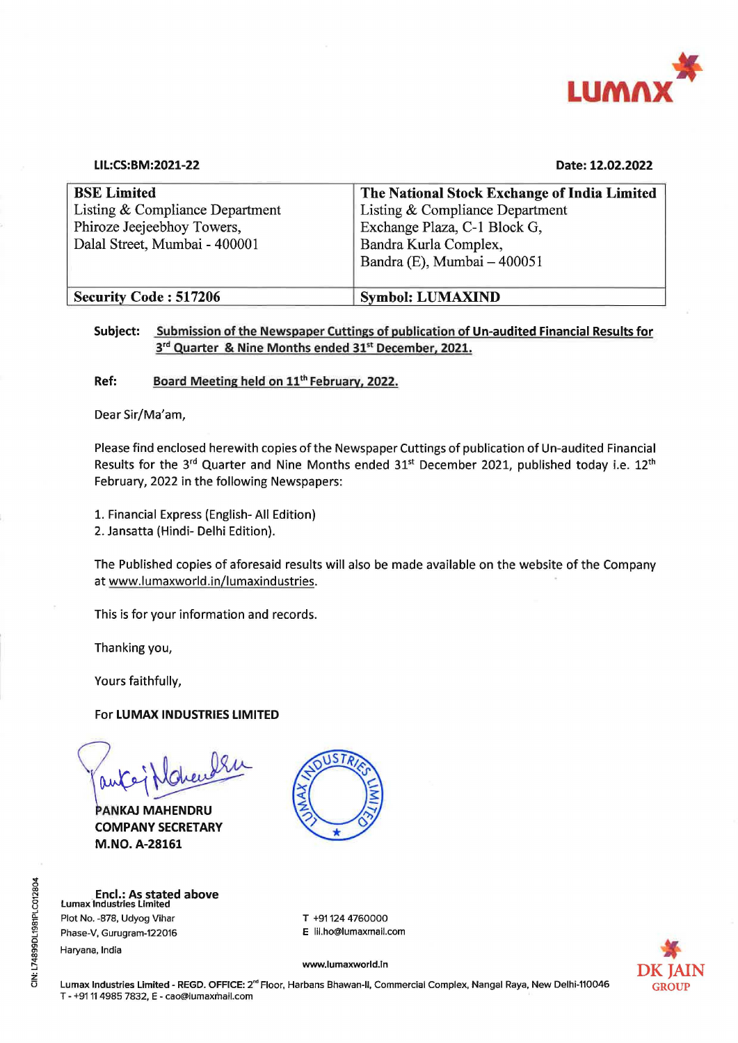LIL:CS:BM:2021-22

Date: 12.02.2022

| BSE Limited<br>Listing & Compliance Department<br>Phiroze Jeejeebhoy Towers,<br>Dalal Street, Mumbai - 400001 | The National Stock Exchange of India Limited<br>Listing & Compliance Department<br>Exchange Plaza, C-1 Block G,<br>Bandra Kurla Complex,<br>Bandra (E), Mumbai – 400051 |
|---|---|
| **Security Code : 517206** | **Symbol: LUMAXIND** |

**Subject:** **Submission of the Newspaper Cuttings of publication of Un-audited Financial Results for 3rd Quarter & Nine Months ended 31st December, 2021.**

**Ref:** **Board Meeting held on 11th February, 2022.**

Dear Sir/Ma'am,

Please find enclosed herewith copies of the Newspaper Cuttings of publication of Un-audited Financial Results for the 3rd Quarter and Nine Months ended 31st December 2021, published today i.e. 12th February, 2022 in the following Newspapers:

1. Financial Express (English- All Edition)
2. Jansatta (Hindi- Delhi Edition).

The Published copies of aforesaid results will also be made available on the website of the Company at www.lumaxworld.in/lumaxindustries.

This is for your information and records.

Thanking you,

Yours faithfully,

For **LUMAX INDUSTRIES LIMITED**

**PANKAJ MAHENDRU**
**COMPANY SECRETARY**
**M.NO. A-28161**

**Encl.: As stated above**

Lumax Industries Limited
Plot No. -878, Udyog Vihar
Phase-V, Gurugram-122016
Haryana, India

T +91 124 4760000
E lil.ho@lumaxmail.com

www.lumaxworld.in

Lumax Industries Limited - REGD. OFFICE: 2nd Floor, Harbans Bhawan-II, Commercial Complex, Nangal Raya, New Delhi-110046
T - +91 11 4985 7832, E - cao@lumaxmail.com

CIN: L74899DL1981PLC012804